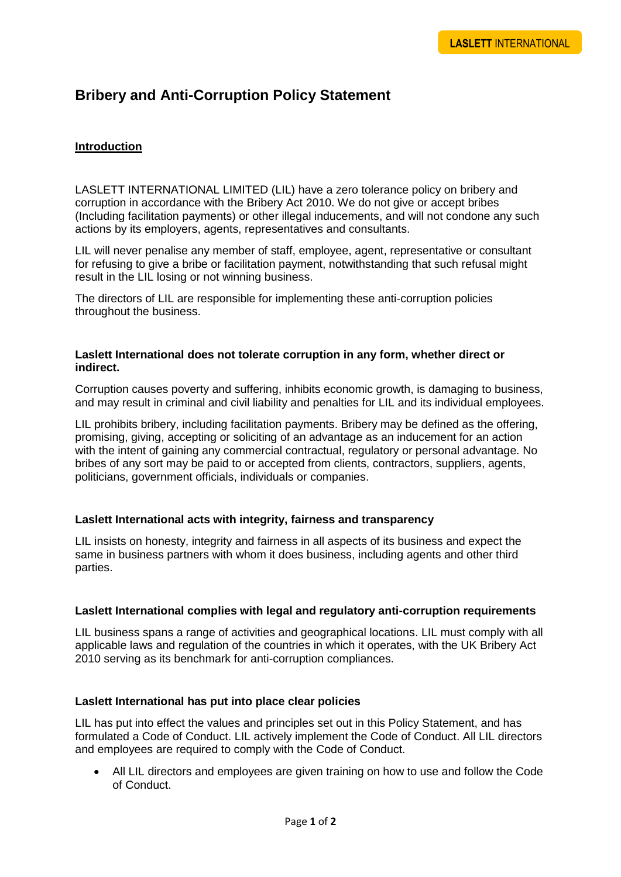LASLETT INTERNATIONAL

# Bribery and Anti-Corruption Policy Statement

## Introduction

LASLETT INTERNATIONAL LIMITED (LIL) have a zero tolerance policy on bribery and corruption in accordance with the Bribery Act 2010. We do not give or accept bribes (Including facilitation payments) or other illegal inducements, and will not condone any such actions by its employers, agents, representatives and consultants.

LIL will never penalise any member of staff, employee, agent, representative or consultant for refusing to give a bribe or facilitation payment, notwithstanding that such refusal might result in the LIL losing or not winning business.

The directors of LIL are responsible for implementing these anti-corruption policies throughout the business.

### Laslett International does not tolerate corruption in any form, whether direct or indirect.

Corruption causes poverty and suffering, inhibits economic growth, is damaging to business, and may result in criminal and civil liability and penalties for LIL and its individual employees.

LIL prohibits bribery, including facilitation payments. Bribery may be defined as the offering, promising, giving, accepting or soliciting of an advantage as an inducement for an action with the intent of gaining any commercial contractual, regulatory or personal advantage. No bribes of any sort may be paid to or accepted from clients, contractors, suppliers, agents, politicians, government officials, individuals or companies.

### Laslett International acts with integrity, fairness and transparency

LIL insists on honesty, integrity and fairness in all aspects of its business and expect the same in business partners with whom it does business, including agents and other third parties.

### Laslett International complies with legal and regulatory anti-corruption requirements

LIL business spans a range of activities and geographical locations. LIL must comply with all applicable laws and regulation of the countries in which it operates, with the UK Bribery Act 2010 serving as its benchmark for anti-corruption compliances.

### Laslett International has put into place clear policies

LIL has put into effect the values and principles set out in this Policy Statement, and has formulated a Code of Conduct. LIL actively implement the Code of Conduct. All LIL directors and employees are required to comply with the Code of Conduct.

- All LIL directors and employees are given training on how to use and follow the Code of Conduct.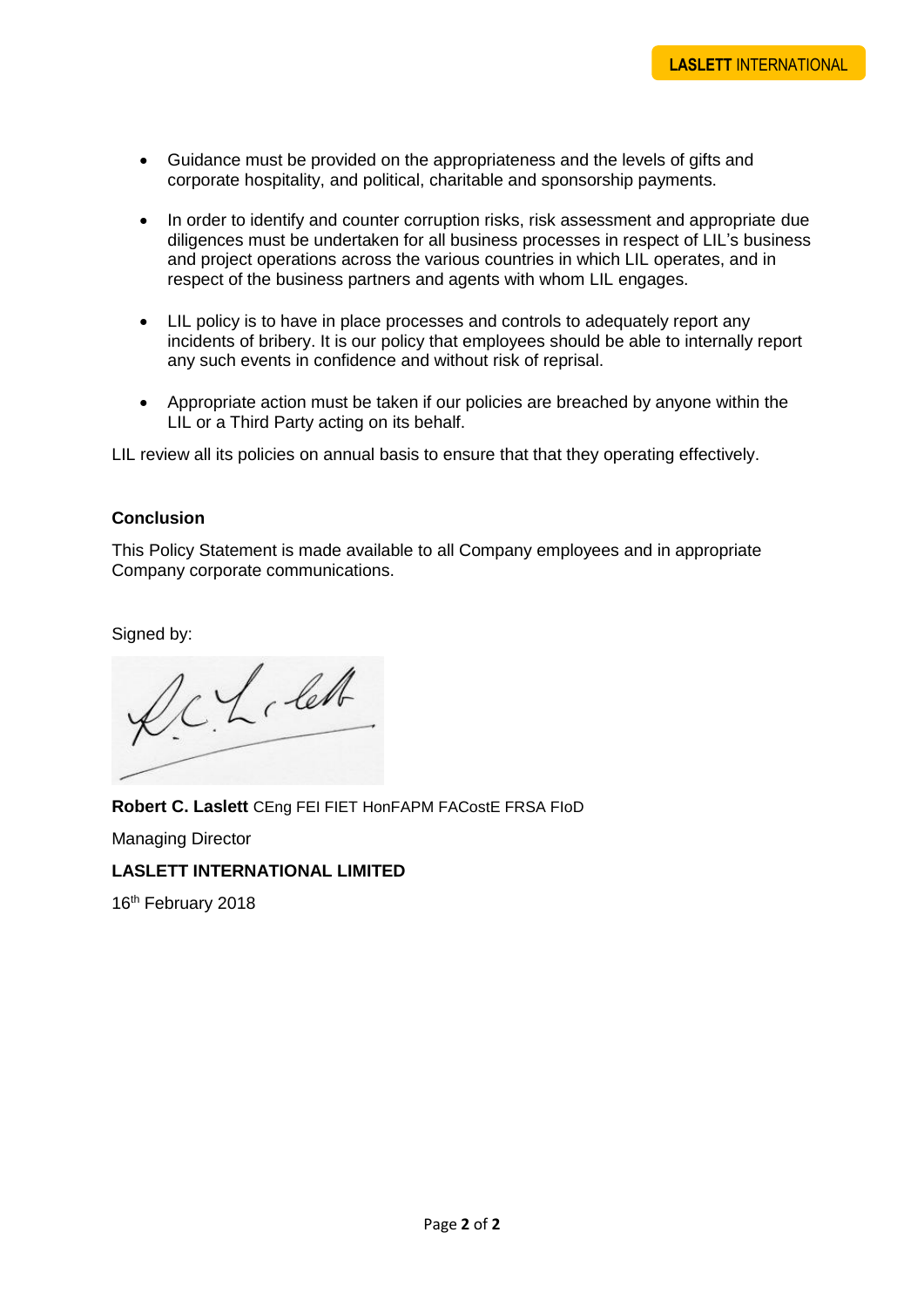- Guidance must be provided on the appropriateness and the levels of gifts and corporate hospitality, and political, charitable and sponsorship payments.
- In order to identify and counter corruption risks, risk assessment and appropriate due diligences must be undertaken for all business processes in respect of LIL's business and project operations across the various countries in which LIL operates, and in respect of the business partners and agents with whom LIL engages.
- LIL policy is to have in place processes and controls to adequately report any incidents of bribery. It is our policy that employees should be able to internally report any such events in confidence and without risk of reprisal.
- Appropriate action must be taken if our policies are breached by anyone within the LIL or a Third Party acting on its behalf.

LIL review all its policies on annual basis to ensure that that they operating effectively.

**Conclusion**

This Policy Statement is made available to all Company employees and in appropriate Company corporate communications.

Signed by:

**Robert C. Laslett** CEng FEI FIET HonFAPM FACostE FRSA FIoD

Managing Director

**LASLETT INTERNATIONAL LIMITED**

16th February 2018